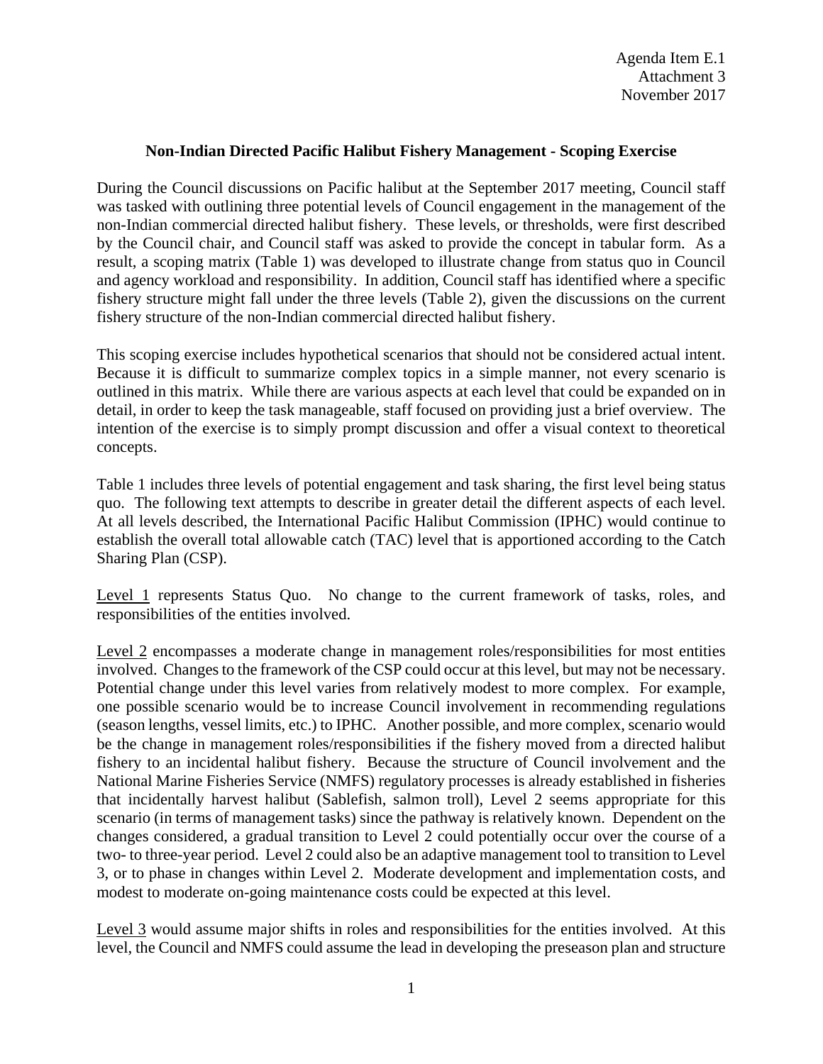Agenda Item E.1
Attachment 3
November 2017

**Non-Indian Directed Pacific Halibut Fishery Management - Scoping Exercise**

During the Council discussions on Pacific halibut at the September 2017 meeting, Council staff was tasked with outlining three potential levels of Council engagement in the management of the non-Indian commercial directed halibut fishery. These levels, or thresholds, were first described by the Council chair, and Council staff was asked to provide the concept in tabular form. As a result, a scoping matrix (Table 1) was developed to illustrate change from status quo in Council and agency workload and responsibility. In addition, Council staff has identified where a specific fishery structure might fall under the three levels (Table 2), given the discussions on the current fishery structure of the non-Indian commercial directed halibut fishery.

This scoping exercise includes hypothetical scenarios that should not be considered actual intent. Because it is difficult to summarize complex topics in a simple manner, not every scenario is outlined in this matrix. While there are various aspects at each level that could be expanded on in detail, in order to keep the task manageable, staff focused on providing just a brief overview. The intention of the exercise is to simply prompt discussion and offer a visual context to theoretical concepts.

Table 1 includes three levels of potential engagement and task sharing, the first level being status quo. The following text attempts to describe in greater detail the different aspects of each level. At all levels described, the International Pacific Halibut Commission (IPHC) would continue to establish the overall total allowable catch (TAC) level that is apportioned according to the Catch Sharing Plan (CSP).

Level 1 represents Status Quo. No change to the current framework of tasks, roles, and responsibilities of the entities involved.

Level 2 encompasses a moderate change in management roles/responsibilities for most entities involved. Changes to the framework of the CSP could occur at this level, but may not be necessary. Potential change under this level varies from relatively modest to more complex. For example, one possible scenario would be to increase Council involvement in recommending regulations (season lengths, vessel limits, etc.) to IPHC. Another possible, and more complex, scenario would be the change in management roles/responsibilities if the fishery moved from a directed halibut fishery to an incidental halibut fishery. Because the structure of Council involvement and the National Marine Fisheries Service (NMFS) regulatory processes is already established in fisheries that incidentally harvest halibut (Sablefish, salmon troll), Level 2 seems appropriate for this scenario (in terms of management tasks) since the pathway is relatively known. Dependent on the changes considered, a gradual transition to Level 2 could potentially occur over the course of a two- to three-year period. Level 2 could also be an adaptive management tool to transition to Level 3, or to phase in changes within Level 2. Moderate development and implementation costs, and modest to moderate on-going maintenance costs could be expected at this level.

Level 3 would assume major shifts in roles and responsibilities for the entities involved. At this level, the Council and NMFS could assume the lead in developing the preseason plan and structure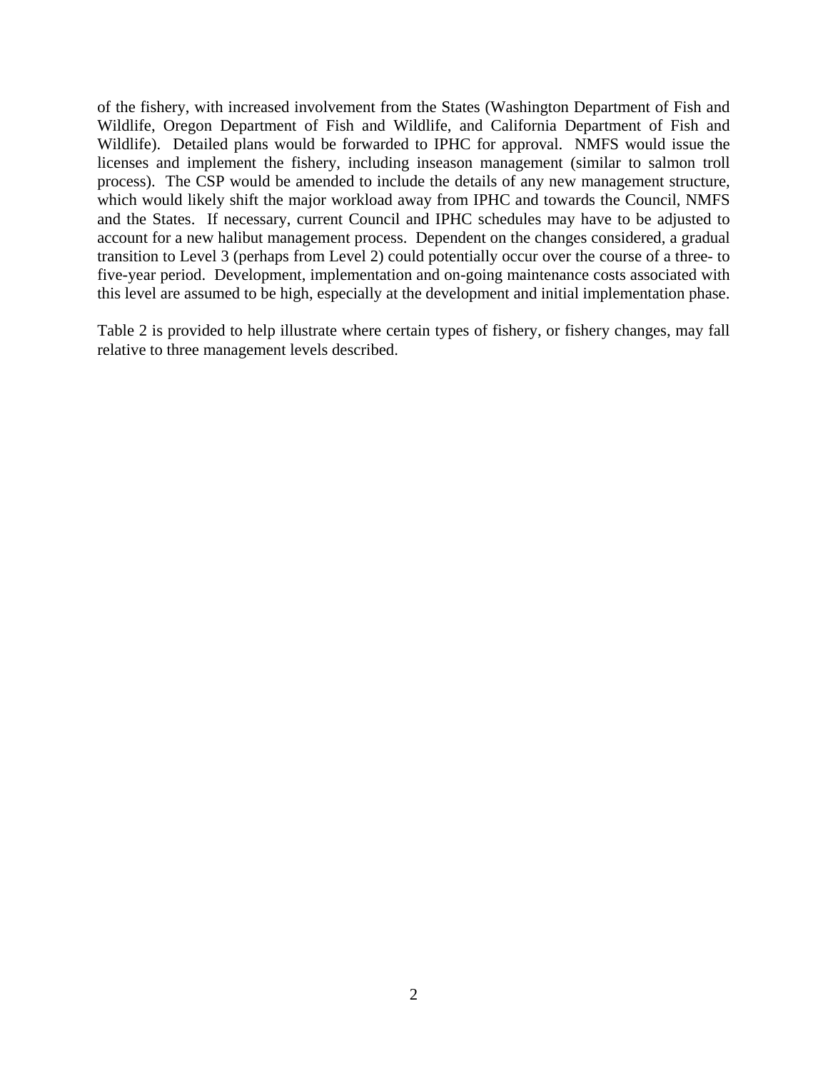of the fishery, with increased involvement from the States (Washington Department of Fish and Wildlife, Oregon Department of Fish and Wildlife, and California Department of Fish and Wildlife). Detailed plans would be forwarded to IPHC for approval. NMFS would issue the licenses and implement the fishery, including inseason management (similar to salmon troll process). The CSP would be amended to include the details of any new management structure, which would likely shift the major workload away from IPHC and towards the Council, NMFS and the States. If necessary, current Council and IPHC schedules may have to be adjusted to account for a new halibut management process. Dependent on the changes considered, a gradual transition to Level 3 (perhaps from Level 2) could potentially occur over the course of a three- to five-year period. Development, implementation and on-going maintenance costs associated with this level are assumed to be high, especially at the development and initial implementation phase.

Table 2 is provided to help illustrate where certain types of fishery, or fishery changes, may fall relative to three management levels described.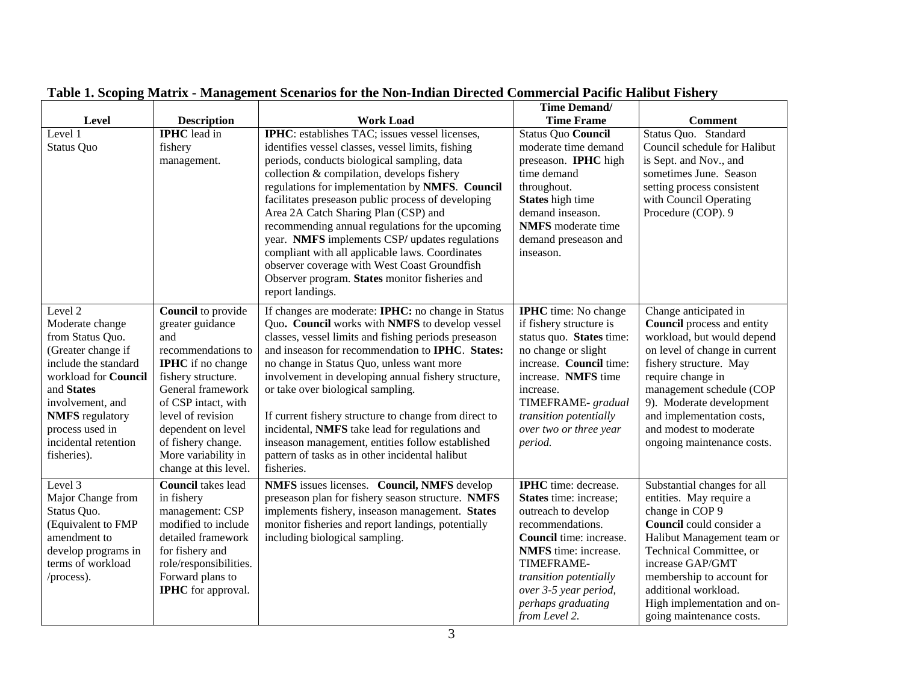**Table 1. Scoping Matrix - Management Scenarios for the Non-Indian Directed Commercial Pacific Halibut Fishery**

| Level | Description | Work Load | Time Demand/ Time Frame | Comment |
|---|---|---|---|---|
| Level 1 Status Quo | **IPHC** lead in fishery management. | **IPHC**: establishes TAC; issues vessel licenses, identifies vessel classes, vessel limits, fishing periods, conducts biological sampling, data collection & compilation, develops fishery regulations for implementation by **NMFS**. **Council** facilitates preseason public process of developing Area 2A Catch Sharing Plan (CSP) and recommending annual regulations for the upcoming year. **NMFS** implements CSP/ updates regulations compliant with all applicable laws. Coordinates observer coverage with West Coast Groundfish Observer program. **States** monitor fisheries and report landings. | Status Quo **Council** moderate time demand preseason. **IPHC** high time demand throughout. **States** high time demand inseason. **NMFS** moderate time demand preseason and inseason. | Status Quo. Standard Council schedule for Halibut is Sept. and Nov., and sometimes June. Season setting process consistent with Council Operating Procedure (COP). 9 |
| Level 2 Moderate change from Status Quo. (Greater change if include the standard workload for **Council** and **States** involvement, and **NMFS** regulatory process used in incidental retention fisheries). | **Council** to provide greater guidance and recommendations to **IPHC** if no change fishery structure. General framework of CSP intact, with level of revision dependent on level of fishery change. More variability in change at this level. | If changes are moderate: **IPHC:** no change in Status Quo**. Council** works with **NMFS** to develop vessel classes, vessel limits and fishing periods preseason and inseason for recommendation to **IPHC**. **States:** no change in Status Quo, unless want more involvement in developing annual fishery structure, or take over biological sampling.<br><br>If current fishery structure to change from direct to incidental, **NMFS** take lead for regulations and inseason management, entities follow established pattern of tasks as in other incidental halibut fisheries. | **IPHC** time: No change if fishery structure is status quo. **States** time: no change or slight increase. **Council** time: increase. **NMFS** time increase. TIMEFRAME- *gradual transition potentially over two or three year period.* | Change anticipated in **Council** process and entity workload, but would depend on level of change in current fishery structure. May require change in management schedule (COP 9). Moderate development and implementation costs, and modest to moderate ongoing maintenance costs. |
| Level 3 Major Change from Status Quo. (Equivalent to FMP amendment to develop programs in terms of workload /process). | **Council** takes lead in fishery management: CSP modified to include detailed framework for fishery and role/responsibilities. Forward plans to **IPHC** for approval. | **NMFS** issues licenses. **Council, NMFS** develop preseason plan for fishery season structure. **NMFS** implements fishery, inseason management. **States** monitor fisheries and report landings, potentially including biological sampling. | **IPHC** time: decrease. **States** time: increase; outreach to develop recommendations. **Council** time: increase. **NMFS** time: increase. TIMEFRAME- *transition potentially over 3-5 year period, perhaps graduating from Level 2.* | Substantial changes for all entities. May require a change in COP 9 **Council** could consider a Halibut Management team or Technical Committee, or increase GAP/GMT membership to account for additional workload. High implementation and on-going maintenance costs. |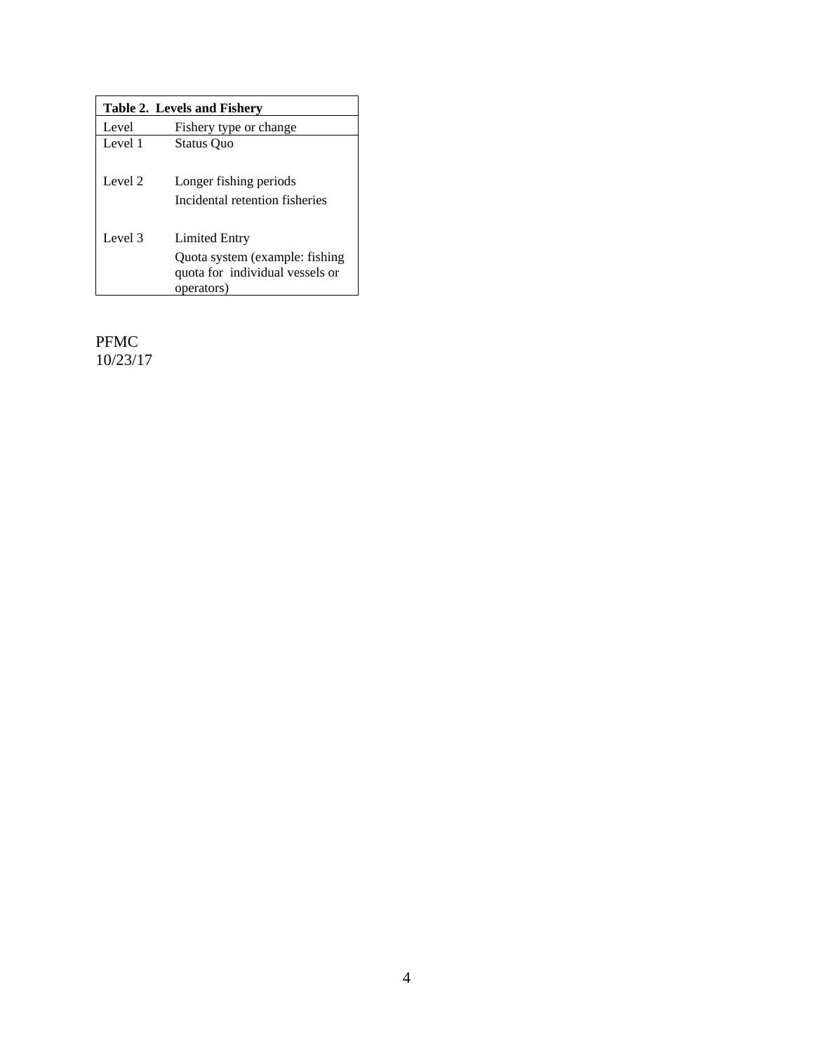| Table 2. Levels and Fishery | |
|---|---|
| Level | Fishery type or change |
| Level 1 | Status Quo |
| Level 2 | Longer fishing periods |
| | Incidental retention fisheries |
| Level 3 | Limited Entry |
| | Quota system (example: fishing quota for individual vessels or operators) |

PFMC
10/23/17